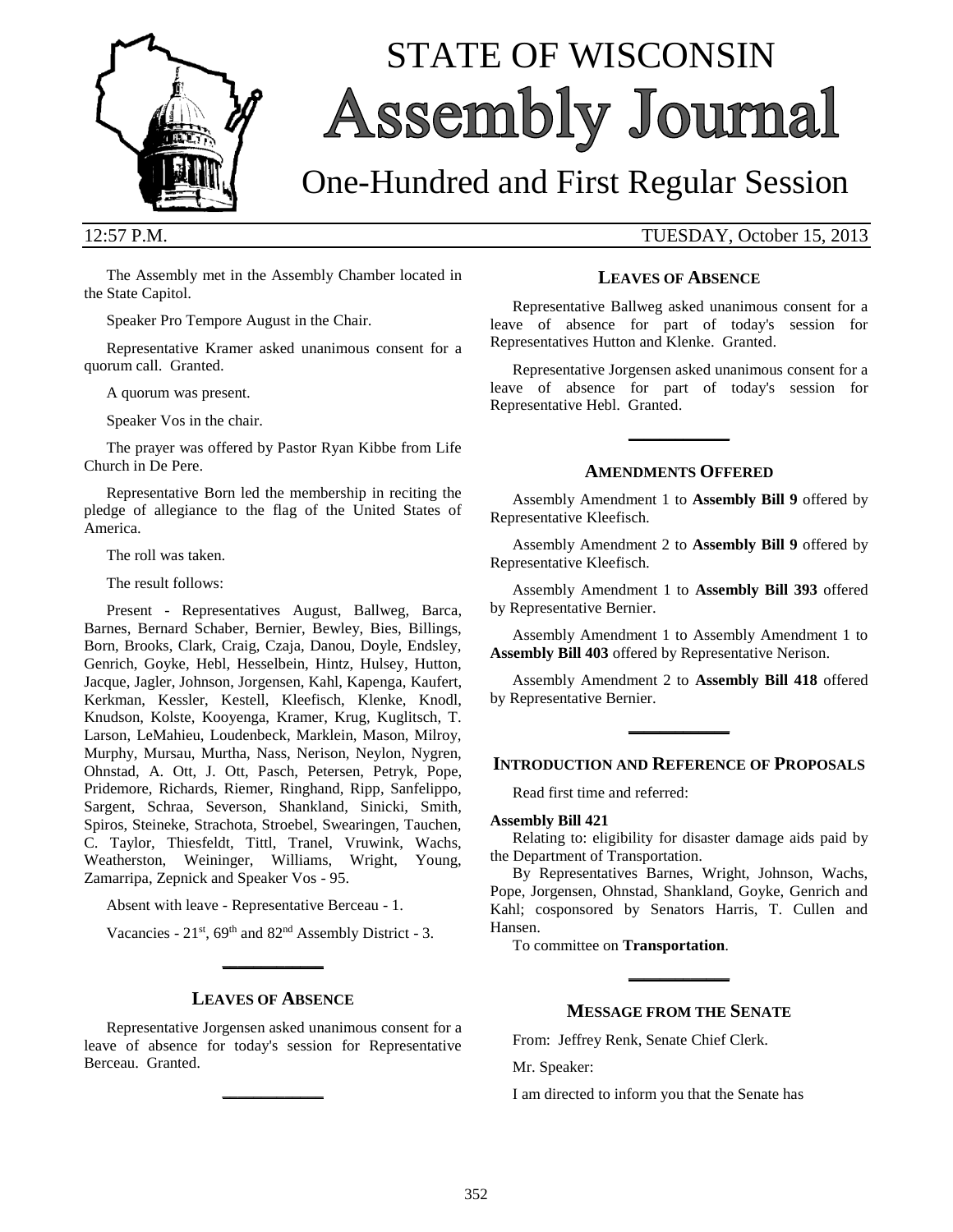# STATE OF WISCONSIN

# Assembly Journal

## One-Hundred and First Regular Session

12:57 P.M. TUESDAY, October 15, 2013

The Assembly met in the Assembly Chamber located in the State Capitol.

Speaker Pro Tempore August in the Chair.

Representative Kramer asked unanimous consent for a quorum call. Granted.

A quorum was present.

Speaker Vos in the chair.

The prayer was offered by Pastor Ryan Kibbe from Life Church in De Pere.

Representative Born led the membership in reciting the pledge of allegiance to the flag of the United States of America.

The roll was taken.

The result follows:

Present - Representatives August, Ballweg, Barca, Barnes, Bernard Schaber, Bernier, Bewley, Bies, Billings, Born, Brooks, Clark, Craig, Czaja, Danou, Doyle, Endsley, Genrich, Goyke, Hebl, Hesselbein, Hintz, Hulsey, Hutton, Jacque, Jagler, Johnson, Jorgensen, Kahl, Kapenga, Kaufert, Kerkman, Kessler, Kestell, Kleefisch, Klenke, Knodl, Knudson, Kolste, Kooyenga, Kramer, Krug, Kuglitsch, T. Larson, LeMahieu, Loudenbeck, Marklein, Mason, Milroy, Murphy, Mursau, Murtha, Nass, Nerison, Neylon, Nygren, Ohnstad, A. Ott, J. Ott, Pasch, Petersen, Petryk, Pope, Pridemore, Richards, Riemer, Ringhand, Ripp, Sanfelippo, Sargent, Schraa, Severson, Shankland, Sinicki, Smith, Spiros, Steineke, Strachota, Stroebel, Swearingen, Tauchen, C. Taylor, Thiesfeldt, Tittl, Tranel, Vruwink, Wachs, Weatherston, Weininger, Williams, Wright, Young, Zamarripa, Zepnick and Speaker Vos - 95.

Absent with leave - Representative Berceau - 1.

Vacancies - 21st, 69th and 82nd Assembly District - 3.

---

### LEAVES OF ABSENCE

Representative Jorgensen asked unanimous consent for a leave of absence for today's session for Representative Berceau. Granted.

---

### LEAVES OF ABSENCE

Representative Ballweg asked unanimous consent for a leave of absence for part of today's session for Representatives Hutton and Klenke. Granted.

Representative Jorgensen asked unanimous consent for a leave of absence for part of today's session for Representative Hebl. Granted.

---

### AMENDMENTS OFFERED

Assembly Amendment 1 to **Assembly Bill 9** offered by Representative Kleefisch.

Assembly Amendment 2 to **Assembly Bill 9** offered by Representative Kleefisch.

Assembly Amendment 1 to **Assembly Bill 393** offered by Representative Bernier.

Assembly Amendment 1 to Assembly Amendment 1 to **Assembly Bill 403** offered by Representative Nerison.

Assembly Amendment 2 to **Assembly Bill 418** offered by Representative Bernier.

---

### INTRODUCTION AND REFERENCE OF PROPOSALS

Read first time and referred:

**Assembly Bill 421**

Relating to: eligibility for disaster damage aids paid by the Department of Transportation.

By Representatives Barnes, Wright, Johnson, Wachs, Pope, Jorgensen, Ohnstad, Shankland, Goyke, Genrich and Kahl; cosponsored by Senators Harris, T. Cullen and Hansen.

To committee on **Transportation**.

---

### MESSAGE FROM THE SENATE

From: Jeffrey Renk, Senate Chief Clerk.

Mr. Speaker:

I am directed to inform you that the Senate has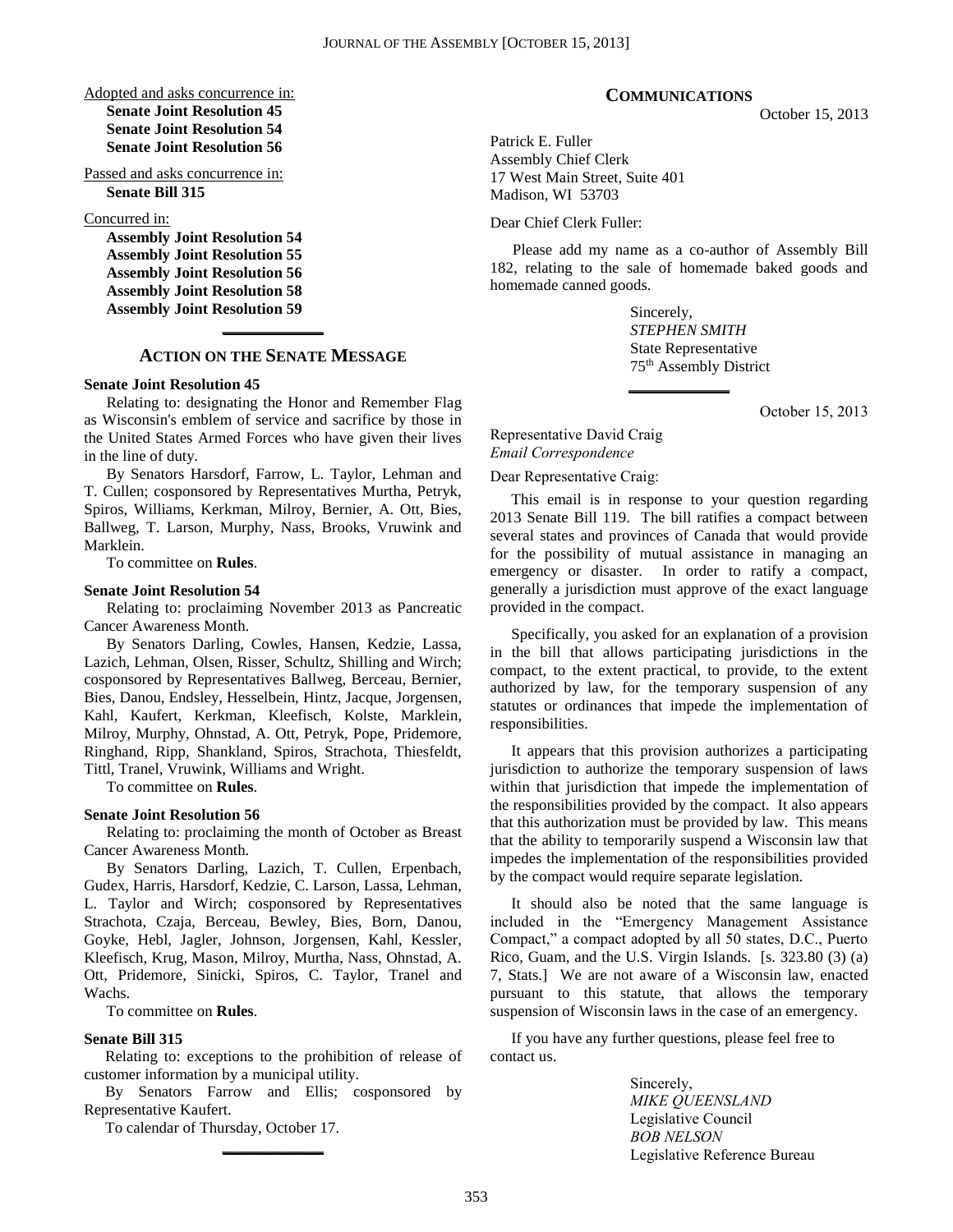Adopted and asks concurrence in:

**Senate Joint Resolution 45**
**Senate Joint Resolution 54**
**Senate Joint Resolution 56**

Passed and asks concurrence in:

**Senate Bill 315**

Concurred in:

**Assembly Joint Resolution 54**
**Assembly Joint Resolution 55**
**Assembly Joint Resolution 56**
**Assembly Joint Resolution 58**
**Assembly Joint Resolution 59**

## ACTION ON THE SENATE MESSAGE

**Senate Joint Resolution 45**

Relating to: designating the Honor and Remember Flag as Wisconsin's emblem of service and sacrifice by those in the United States Armed Forces who have given their lives in the line of duty.

By Senators Harsdorf, Farrow, L. Taylor, Lehman and T. Cullen; cosponsored by Representatives Murtha, Petryk, Spiros, Williams, Kerkman, Milroy, Bernier, A. Ott, Bies, Ballweg, T. Larson, Murphy, Nass, Brooks, Vruwink and Marklein.

To committee on **Rules**.

**Senate Joint Resolution 54**

Relating to: proclaiming November 2013 as Pancreatic Cancer Awareness Month.

By Senators Darling, Cowles, Hansen, Kedzie, Lassa, Lazich, Lehman, Olsen, Risser, Schultz, Shilling and Wirch; cosponsored by Representatives Ballweg, Berceau, Bernier, Bies, Danou, Endsley, Hesselbein, Hintz, Jacque, Jorgensen, Kahl, Kaufert, Kerkman, Kleefisch, Kolste, Marklein, Milroy, Murphy, Ohnstad, A. Ott, Petryk, Pope, Pridemore, Ringhand, Ripp, Shankland, Spiros, Strachota, Thiesfeldt, Tittl, Tranel, Vruwink, Williams and Wright.

To committee on **Rules**.

**Senate Joint Resolution 56**

Relating to: proclaiming the month of October as Breast Cancer Awareness Month.

By Senators Darling, Lazich, T. Cullen, Erpenbach, Gudex, Harris, Harsdorf, Kedzie, C. Larson, Lassa, Lehman, L. Taylor and Wirch; cosponsored by Representatives Strachota, Czaja, Berceau, Bewley, Bies, Born, Danou, Goyke, Hebl, Jagler, Johnson, Jorgensen, Kahl, Kessler, Kleefisch, Krug, Mason, Milroy, Murtha, Nass, Ohnstad, A. Ott, Pridemore, Sinicki, Spiros, C. Taylor, Tranel and Wachs.

To committee on **Rules**.

**Senate Bill 315**

Relating to: exceptions to the prohibition of release of customer information by a municipal utility.

By Senators Farrow and Ellis; cosponsored by Representative Kaufert.

To calendar of Thursday, October 17.

## COMMUNICATIONS

October 15, 2013

Patrick E. Fuller
Assembly Chief Clerk
17 West Main Street, Suite 401
Madison, WI 53703

Dear Chief Clerk Fuller:

Please add my name as a co-author of Assembly Bill 182, relating to the sale of homemade baked goods and homemade canned goods.

Sincerely,
*STEPHEN SMITH*
State Representative
75th Assembly District

October 15, 2013

Representative David Craig
*Email Correspondence*

Dear Representative Craig:

This email is in response to your question regarding 2013 Senate Bill 119. The bill ratifies a compact between several states and provinces of Canada that would provide for the possibility of mutual assistance in managing an emergency or disaster. In order to ratify a compact, generally a jurisdiction must approve of the exact language provided in the compact.

Specifically, you asked for an explanation of a provision in the bill that allows participating jurisdictions in the compact, to the extent practical, to provide, to the extent authorized by law, for the temporary suspension of any statutes or ordinances that impede the implementation of responsibilities.

It appears that this provision authorizes a participating jurisdiction to authorize the temporary suspension of laws within that jurisdiction that impede the implementation of the responsibilities provided by the compact. It also appears that this authorization must be provided by law. This means that the ability to temporarily suspend a Wisconsin law that impedes the implementation of the responsibilities provided by the compact would require separate legislation.

It should also be noted that the same language is included in the "Emergency Management Assistance Compact," a compact adopted by all 50 states, D.C., Puerto Rico, Guam, and the U.S. Virgin Islands. [s. 323.80 (3) (a) 7, Stats.] We are not aware of a Wisconsin law, enacted pursuant to this statute, that allows the temporary suspension of Wisconsin laws in the case of an emergency.

If you have any further questions, please feel free to contact us.

Sincerely,
*MIKE QUEENSLAND*
Legislative Council
*BOB NELSON*
Legislative Reference Bureau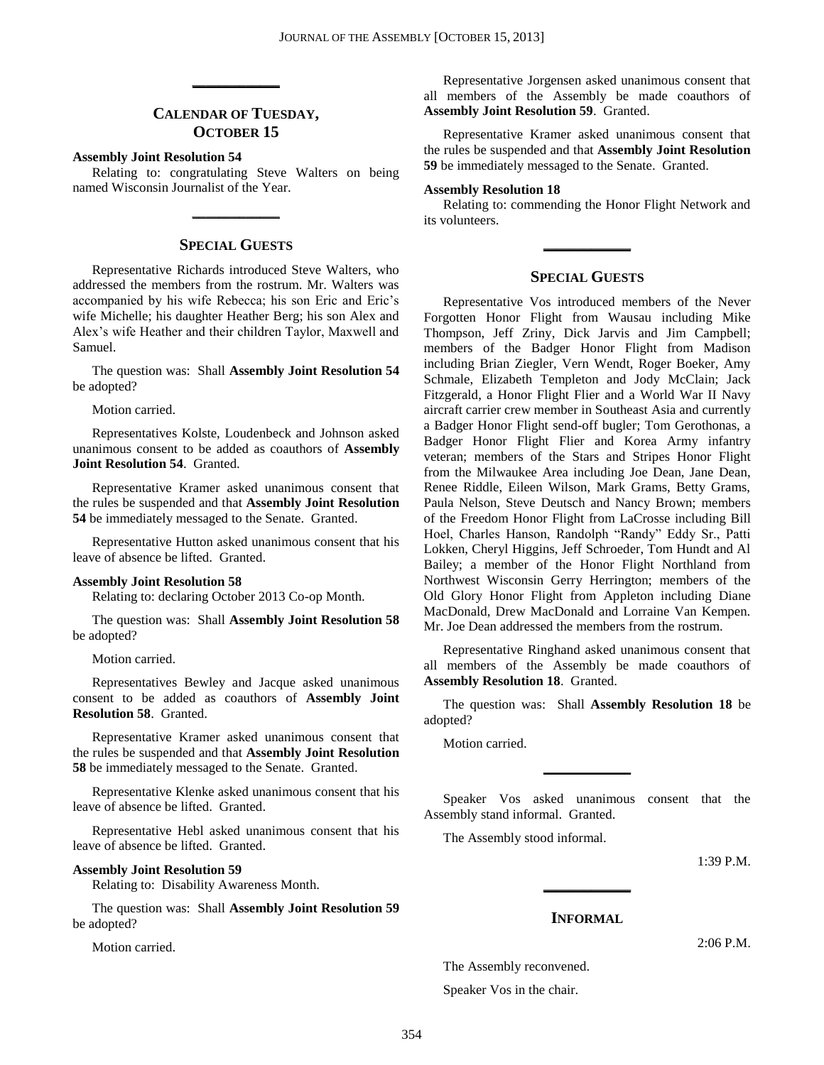## CALENDAR OF TUESDAY, OCTOBER 15

**Assembly Joint Resolution 54**

Relating to: congratulating Steve Walters on being named Wisconsin Journalist of the Year.

## SPECIAL GUESTS

Representative Richards introduced Steve Walters, who addressed the members from the rostrum. Mr. Walters was accompanied by his wife Rebecca; his son Eric and Eric's wife Michelle; his daughter Heather Berg; his son Alex and Alex's wife Heather and their children Taylor, Maxwell and Samuel.

The question was: Shall **Assembly Joint Resolution 54** be adopted?

Motion carried.

Representatives Kolste, Loudenbeck and Johnson asked unanimous consent to be added as coauthors of **Assembly Joint Resolution 54**. Granted.

Representative Kramer asked unanimous consent that the rules be suspended and that **Assembly Joint Resolution 54** be immediately messaged to the Senate. Granted.

Representative Hutton asked unanimous consent that his leave of absence be lifted. Granted.

**Assembly Joint Resolution 58**

Relating to: declaring October 2013 Co-op Month.

The question was: Shall **Assembly Joint Resolution 58** be adopted?

Motion carried.

Representatives Bewley and Jacque asked unanimous consent to be added as coauthors of **Assembly Joint Resolution 58**. Granted.

Representative Kramer asked unanimous consent that the rules be suspended and that **Assembly Joint Resolution 58** be immediately messaged to the Senate. Granted.

Representative Klenke asked unanimous consent that his leave of absence be lifted. Granted.

Representative Hebl asked unanimous consent that his leave of absence be lifted. Granted.

**Assembly Joint Resolution 59**

Relating to: Disability Awareness Month.

The question was: Shall **Assembly Joint Resolution 59** be adopted?

Motion carried.

Representative Jorgensen asked unanimous consent that all members of the Assembly be made coauthors of **Assembly Joint Resolution 59**. Granted.

Representative Kramer asked unanimous consent that the rules be suspended and that **Assembly Joint Resolution 59** be immediately messaged to the Senate. Granted.

**Assembly Resolution 18**

Relating to: commending the Honor Flight Network and its volunteers.

## SPECIAL GUESTS

Representative Vos introduced members of the Never Forgotten Honor Flight from Wausau including Mike Thompson, Jeff Zriny, Dick Jarvis and Jim Campbell; members of the Badger Honor Flight from Madison including Brian Ziegler, Vern Wendt, Roger Boeker, Amy Schmale, Elizabeth Templeton and Jody McClain; Jack Fitzgerald, a Honor Flight Flier and a World War II Navy aircraft carrier crew member in Southeast Asia and currently a Badger Honor Flight send-off bugler; Tom Gerothonas, a Badger Honor Flight Flier and Korea Army infantry veteran; members of the Stars and Stripes Honor Flight from the Milwaukee Area including Joe Dean, Jane Dean, Renee Riddle, Eileen Wilson, Mark Grams, Betty Grams, Paula Nelson, Steve Deutsch and Nancy Brown; members of the Freedom Honor Flight from LaCrosse including Bill Hoel, Charles Hanson, Randolph "Randy" Eddy Sr., Patti Lokken, Cheryl Higgins, Jeff Schroeder, Tom Hundt and Al Bailey; a member of the Honor Flight Northland from Northwest Wisconsin Gerry Herrington; members of the Old Glory Honor Flight from Appleton including Diane MacDonald, Drew MacDonald and Lorraine Van Kempen. Mr. Joe Dean addressed the members from the rostrum.

Representative Ringhand asked unanimous consent that all members of the Assembly be made coauthors of **Assembly Resolution 18**. Granted.

The question was: Shall **Assembly Resolution 18** be adopted?

Motion carried.

Speaker Vos asked unanimous consent that the Assembly stand informal. Granted.

The Assembly stood informal.

1:39 P.M.

## INFORMAL

2:06 P.M.

The Assembly reconvened.

Speaker Vos in the chair.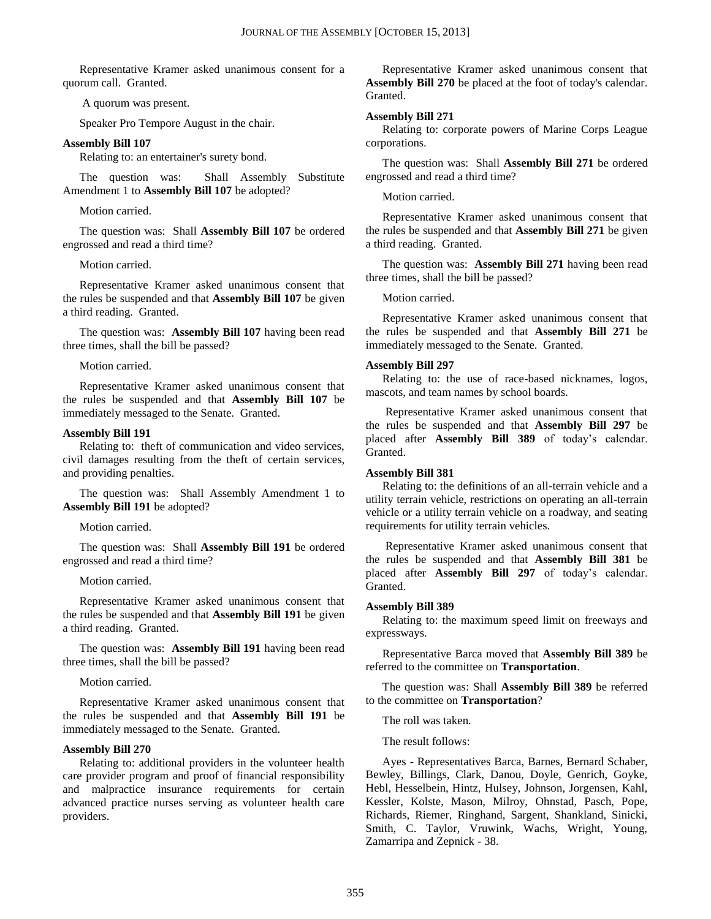Representative Kramer asked unanimous consent for a quorum call. Granted.

A quorum was present.

Speaker Pro Tempore August in the chair.

**Assembly Bill 107**

Relating to: an entertainer's surety bond.

The question was: Shall Assembly Substitute Amendment 1 to **Assembly Bill 107** be adopted?

Motion carried.

The question was: Shall **Assembly Bill 107** be ordered engrossed and read a third time?

Motion carried.

Representative Kramer asked unanimous consent that the rules be suspended and that **Assembly Bill 107** be given a third reading. Granted.

The question was: **Assembly Bill 107** having been read three times, shall the bill be passed?

Motion carried.

Representative Kramer asked unanimous consent that the rules be suspended and that **Assembly Bill 107** be immediately messaged to the Senate. Granted.

**Assembly Bill 191**

Relating to: theft of communication and video services, civil damages resulting from the theft of certain services, and providing penalties.

The question was: Shall Assembly Amendment 1 to **Assembly Bill 191** be adopted?

Motion carried.

The question was: Shall **Assembly Bill 191** be ordered engrossed and read a third time?

Motion carried.

Representative Kramer asked unanimous consent that the rules be suspended and that **Assembly Bill 191** be given a third reading. Granted.

The question was: **Assembly Bill 191** having been read three times, shall the bill be passed?

Motion carried.

Representative Kramer asked unanimous consent that the rules be suspended and that **Assembly Bill 191** be immediately messaged to the Senate. Granted.

**Assembly Bill 270**

Relating to: additional providers in the volunteer health care provider program and proof of financial responsibility and malpractice insurance requirements for certain advanced practice nurses serving as volunteer health care providers.

Representative Kramer asked unanimous consent that **Assembly Bill 270** be placed at the foot of today's calendar. Granted.

**Assembly Bill 271**

Relating to: corporate powers of Marine Corps League corporations.

The question was: Shall **Assembly Bill 271** be ordered engrossed and read a third time?

Motion carried.

Representative Kramer asked unanimous consent that the rules be suspended and that **Assembly Bill 271** be given a third reading. Granted.

The question was: **Assembly Bill 271** having been read three times, shall the bill be passed?

Motion carried.

Representative Kramer asked unanimous consent that the rules be suspended and that **Assembly Bill 271** be immediately messaged to the Senate. Granted.

**Assembly Bill 297**

Relating to: the use of race-based nicknames, logos, mascots, and team names by school boards.

Representative Kramer asked unanimous consent that the rules be suspended and that **Assembly Bill 297** be placed after **Assembly Bill 389** of today's calendar. Granted.

**Assembly Bill 381**

Relating to: the definitions of an all-terrain vehicle and a utility terrain vehicle, restrictions on operating an all-terrain vehicle or a utility terrain vehicle on a roadway, and seating requirements for utility terrain vehicles.

Representative Kramer asked unanimous consent that the rules be suspended and that **Assembly Bill 381** be placed after **Assembly Bill 297** of today's calendar. Granted.

**Assembly Bill 389**

Relating to: the maximum speed limit on freeways and expressways.

Representative Barca moved that **Assembly Bill 389** be referred to the committee on **Transportation**.

The question was: Shall **Assembly Bill 389** be referred to the committee on **Transportation**?

The roll was taken.

The result follows:

Ayes - Representatives Barca, Barnes, Bernard Schaber, Bewley, Billings, Clark, Danou, Doyle, Genrich, Goyke, Hebl, Hesselbein, Hintz, Hulsey, Johnson, Jorgensen, Kahl, Kessler, Kolste, Mason, Milroy, Ohnstad, Pasch, Pope, Richards, Riemer, Ringhand, Sargent, Shankland, Sinicki, Smith, C. Taylor, Vruwink, Wachs, Wright, Young, Zamarripa and Zepnick - 38.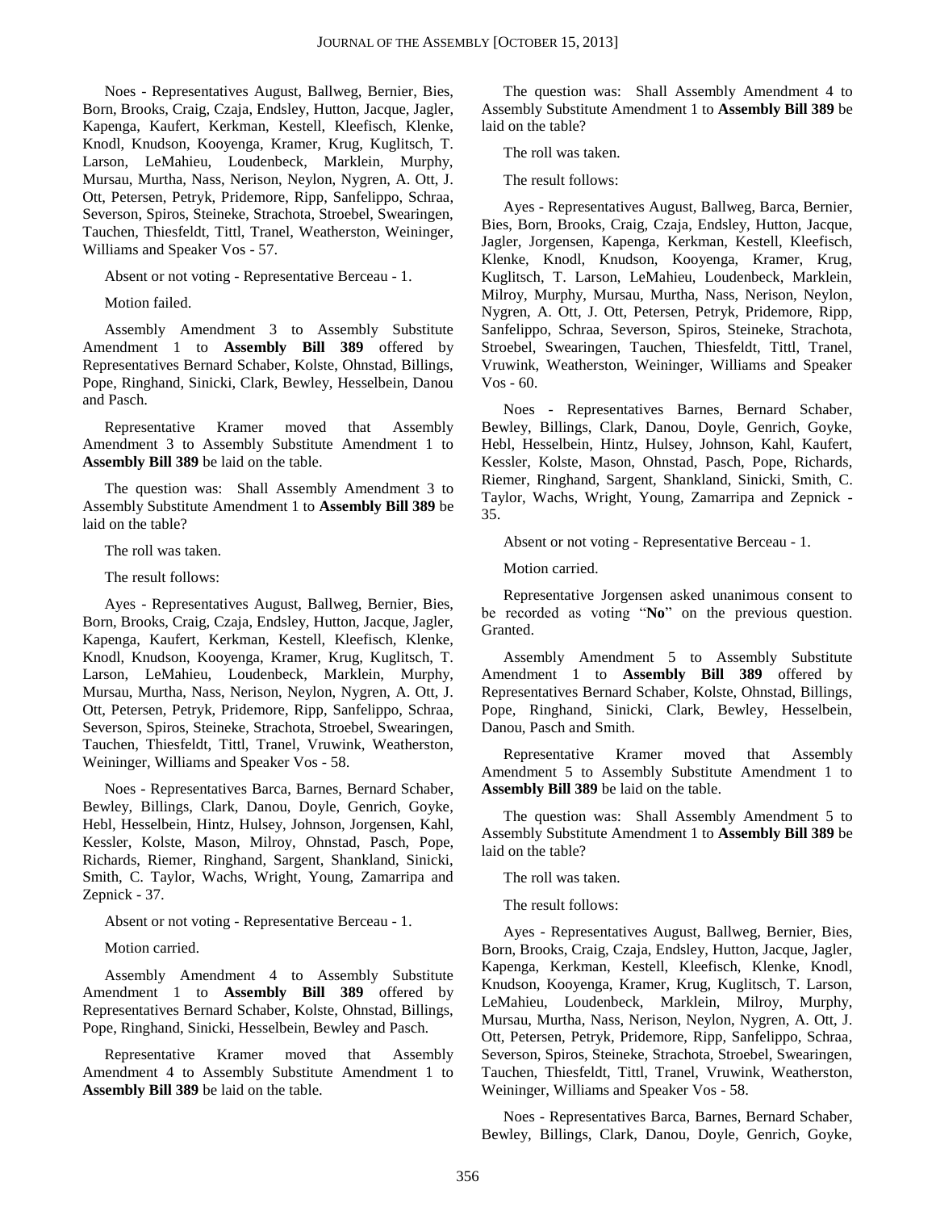Noes - Representatives August, Ballweg, Bernier, Bies, Born, Brooks, Craig, Czaja, Endsley, Hutton, Jacque, Jagler, Kapenga, Kaufert, Kerkman, Kestell, Kleefisch, Klenke, Knodl, Knudson, Kooyenga, Kramer, Krug, Kuglitsch, T. Larson, LeMahieu, Loudenbeck, Marklein, Murphy, Mursau, Murtha, Nass, Nerison, Neylon, Nygren, A. Ott, J. Ott, Petersen, Petryk, Pridemore, Ripp, Sanfelippo, Schraa, Severson, Spiros, Steineke, Strachota, Stroebel, Swearingen, Tauchen, Thiesfeldt, Tittl, Tranel, Weatherston, Weininger, Williams and Speaker Vos - 57.

Absent or not voting - Representative Berceau - 1.

Motion failed.

Assembly Amendment 3 to Assembly Substitute Amendment 1 to **Assembly Bill 389** offered by Representatives Bernard Schaber, Kolste, Ohnstad, Billings, Pope, Ringhand, Sinicki, Clark, Bewley, Hesselbein, Danou and Pasch.

Representative Kramer moved that Assembly Amendment 3 to Assembly Substitute Amendment 1 to **Assembly Bill 389** be laid on the table.

The question was: Shall Assembly Amendment 3 to Assembly Substitute Amendment 1 to **Assembly Bill 389** be laid on the table?

The roll was taken.

The result follows:

Ayes - Representatives August, Ballweg, Bernier, Bies, Born, Brooks, Craig, Czaja, Endsley, Hutton, Jacque, Jagler, Kapenga, Kaufert, Kerkman, Kestell, Kleefisch, Klenke, Knodl, Knudson, Kooyenga, Kramer, Krug, Kuglitsch, T. Larson, LeMahieu, Loudenbeck, Marklein, Murphy, Mursau, Murtha, Nass, Nerison, Neylon, Nygren, A. Ott, J. Ott, Petersen, Petryk, Pridemore, Ripp, Sanfelippo, Schraa, Severson, Spiros, Steineke, Strachota, Stroebel, Swearingen, Tauchen, Thiesfeldt, Tittl, Tranel, Vruwink, Weatherston, Weininger, Williams and Speaker Vos - 58.

Noes - Representatives Barca, Barnes, Bernard Schaber, Bewley, Billings, Clark, Danou, Doyle, Genrich, Goyke, Hebl, Hesselbein, Hintz, Hulsey, Johnson, Jorgensen, Kahl, Kessler, Kolste, Mason, Milroy, Ohnstad, Pasch, Pope, Richards, Riemer, Ringhand, Sargent, Shankland, Sinicki, Smith, C. Taylor, Wachs, Wright, Young, Zamarripa and Zepnick - 37.

Absent or not voting - Representative Berceau - 1.

Motion carried.

Assembly Amendment 4 to Assembly Substitute Amendment 1 to **Assembly Bill 389** offered by Representatives Bernard Schaber, Kolste, Ohnstad, Billings, Pope, Ringhand, Sinicki, Hesselbein, Bewley and Pasch.

Representative Kramer moved that Assembly Amendment 4 to Assembly Substitute Amendment 1 to **Assembly Bill 389** be laid on the table.

The question was: Shall Assembly Amendment 4 to Assembly Substitute Amendment 1 to **Assembly Bill 389** be laid on the table?

The roll was taken.

The result follows:

Ayes - Representatives August, Ballweg, Barca, Bernier, Bies, Born, Brooks, Craig, Czaja, Endsley, Hutton, Jacque, Jagler, Jorgensen, Kapenga, Kerkman, Kestell, Kleefisch, Klenke, Knodl, Knudson, Kooyenga, Kramer, Krug, Kuglitsch, T. Larson, LeMahieu, Loudenbeck, Marklein, Milroy, Murphy, Mursau, Murtha, Nass, Nerison, Neylon, Nygren, A. Ott, J. Ott, Petersen, Petryk, Pridemore, Ripp, Sanfelippo, Schraa, Severson, Spiros, Steineke, Strachota, Stroebel, Swearingen, Tauchen, Thiesfeldt, Tittl, Tranel, Vruwink, Weatherston, Weininger, Williams and Speaker Vos - 60.

Noes - Representatives Barnes, Bernard Schaber, Bewley, Billings, Clark, Danou, Doyle, Genrich, Goyke, Hebl, Hesselbein, Hintz, Hulsey, Johnson, Kahl, Kaufert, Kessler, Kolste, Mason, Ohnstad, Pasch, Pope, Richards, Riemer, Ringhand, Sargent, Shankland, Sinicki, Smith, C. Taylor, Wachs, Wright, Young, Zamarripa and Zepnick - 35.

Absent or not voting - Representative Berceau - 1.

Motion carried.

Representative Jorgensen asked unanimous consent to be recorded as voting "**No**" on the previous question. Granted.

Assembly Amendment 5 to Assembly Substitute Amendment 1 to **Assembly Bill 389** offered by Representatives Bernard Schaber, Kolste, Ohnstad, Billings, Pope, Ringhand, Sinicki, Clark, Bewley, Hesselbein, Danou, Pasch and Smith.

Representative Kramer moved that Assembly Amendment 5 to Assembly Substitute Amendment 1 to **Assembly Bill 389** be laid on the table.

The question was: Shall Assembly Amendment 5 to Assembly Substitute Amendment 1 to **Assembly Bill 389** be laid on the table?

The roll was taken.

The result follows:

Ayes - Representatives August, Ballweg, Bernier, Bies, Born, Brooks, Craig, Czaja, Endsley, Hutton, Jacque, Jagler, Kapenga, Kerkman, Kestell, Kleefisch, Klenke, Knodl, Knudson, Kooyenga, Kramer, Krug, Kuglitsch, T. Larson, LeMahieu, Loudenbeck, Marklein, Milroy, Murphy, Mursau, Murtha, Nass, Nerison, Neylon, Nygren, A. Ott, J. Ott, Petersen, Petryk, Pridemore, Ripp, Sanfelippo, Schraa, Severson, Spiros, Steineke, Strachota, Stroebel, Swearingen, Tauchen, Thiesfeldt, Tittl, Tranel, Vruwink, Weatherston, Weininger, Williams and Speaker Vos - 58.

Noes - Representatives Barca, Barnes, Bernard Schaber, Bewley, Billings, Clark, Danou, Doyle, Genrich, Goyke,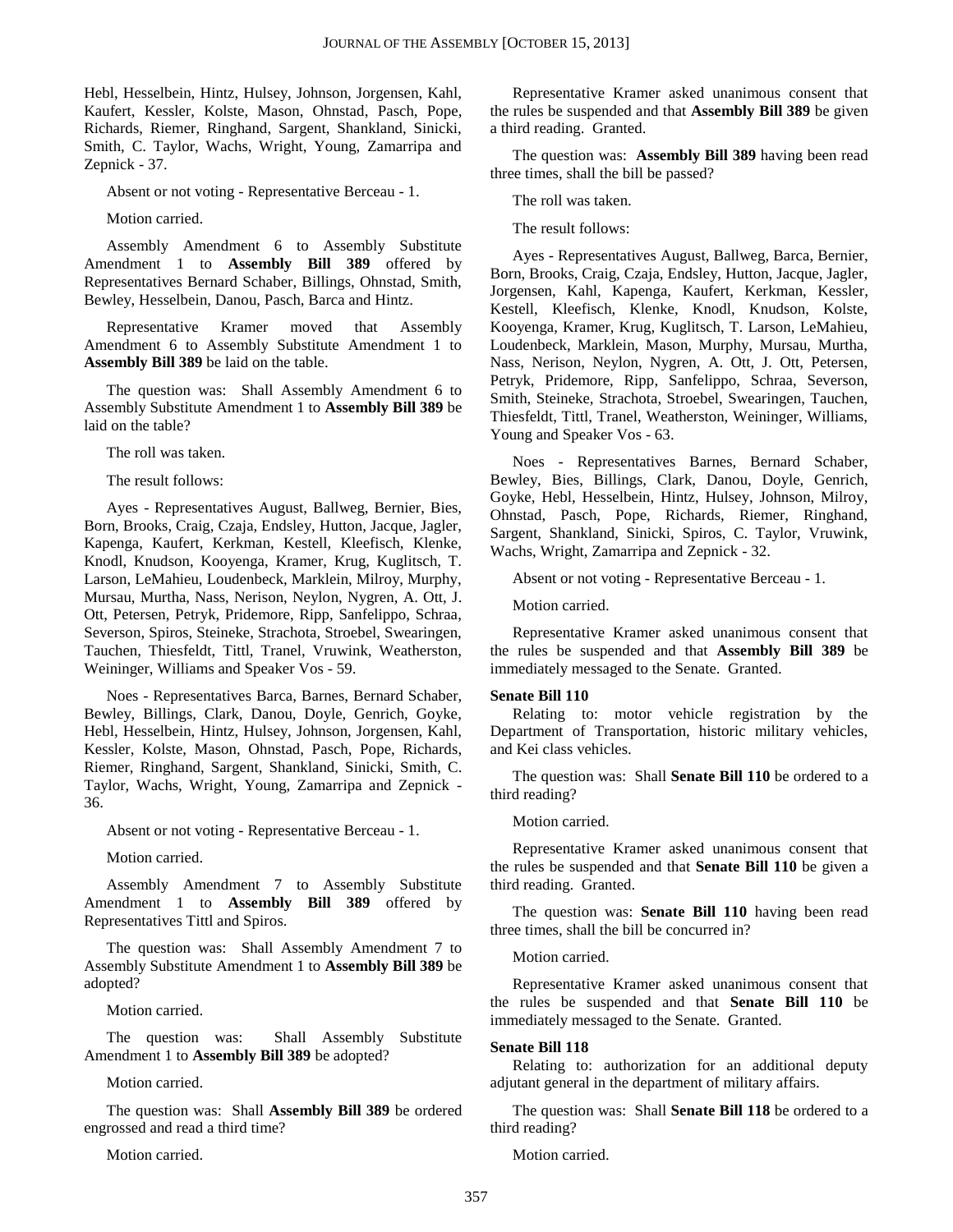Hebl, Hesselbein, Hintz, Hulsey, Johnson, Jorgensen, Kahl, Kaufert, Kessler, Kolste, Mason, Ohnstad, Pasch, Pope, Richards, Riemer, Ringhand, Sargent, Shankland, Sinicki, Smith, C. Taylor, Wachs, Wright, Young, Zamarripa and Zepnick - 37.

Absent or not voting - Representative Berceau - 1.

Motion carried.

Assembly Amendment 6 to Assembly Substitute Amendment 1 to **Assembly Bill 389** offered by Representatives Bernard Schaber, Billings, Ohnstad, Smith, Bewley, Hesselbein, Danou, Pasch, Barca and Hintz.

Representative Kramer moved that Assembly Amendment 6 to Assembly Substitute Amendment 1 to **Assembly Bill 389** be laid on the table.

The question was: Shall Assembly Amendment 6 to Assembly Substitute Amendment 1 to **Assembly Bill 389** be laid on the table?

The roll was taken.

The result follows:

Ayes - Representatives August, Ballweg, Bernier, Bies, Born, Brooks, Craig, Czaja, Endsley, Hutton, Jacque, Jagler, Kapenga, Kaufert, Kerkman, Kestell, Kleefisch, Klenke, Knodl, Knudson, Kooyenga, Kramer, Krug, Kuglitsch, T. Larson, LeMahieu, Loudenbeck, Marklein, Milroy, Murphy, Mursau, Murtha, Nass, Nerison, Neylon, Nygren, A. Ott, J. Ott, Petersen, Petryk, Pridemore, Ripp, Sanfelippo, Schraa, Severson, Spiros, Steineke, Strachota, Stroebel, Swearingen, Tauchen, Thiesfeldt, Tittl, Tranel, Vruwink, Weatherston, Weininger, Williams and Speaker Vos - 59.

Noes - Representatives Barca, Barnes, Bernard Schaber, Bewley, Billings, Clark, Danou, Doyle, Genrich, Goyke, Hebl, Hesselbein, Hintz, Hulsey, Johnson, Jorgensen, Kahl, Kessler, Kolste, Mason, Ohnstad, Pasch, Pope, Richards, Riemer, Ringhand, Sargent, Shankland, Sinicki, Smith, C. Taylor, Wachs, Wright, Young, Zamarripa and Zepnick - 36.

Absent or not voting - Representative Berceau - 1.

Motion carried.

Assembly Amendment 7 to Assembly Substitute Amendment 1 to **Assembly Bill 389** offered by Representatives Tittl and Spiros.

The question was: Shall Assembly Amendment 7 to Assembly Substitute Amendment 1 to **Assembly Bill 389** be adopted?

Motion carried.

The question was: Shall Assembly Substitute Amendment 1 to **Assembly Bill 389** be adopted?

Motion carried.

The question was: Shall **Assembly Bill 389** be ordered engrossed and read a third time?

Motion carried.

Representative Kramer asked unanimous consent that the rules be suspended and that **Assembly Bill 389** be given a third reading. Granted.

The question was: **Assembly Bill 389** having been read three times, shall the bill be passed?

The roll was taken.

The result follows:

Ayes - Representatives August, Ballweg, Barca, Bernier, Born, Brooks, Craig, Czaja, Endsley, Hutton, Jacque, Jagler, Jorgensen, Kahl, Kapenga, Kaufert, Kerkman, Kessler, Kestell, Kleefisch, Klenke, Knodl, Knudson, Kolste, Kooyenga, Kramer, Krug, Kuglitsch, T. Larson, LeMahieu, Loudenbeck, Marklein, Mason, Murphy, Mursau, Murtha, Nass, Nerison, Neylon, Nygren, A. Ott, J. Ott, Petersen, Petryk, Pridemore, Ripp, Sanfelippo, Schraa, Severson, Smith, Steineke, Strachota, Stroebel, Swearingen, Tauchen, Thiesfeldt, Tittl, Tranel, Weatherston, Weininger, Williams, Young and Speaker Vos - 63.

Noes - Representatives Barnes, Bernard Schaber, Bewley, Bies, Billings, Clark, Danou, Doyle, Genrich, Goyke, Hebl, Hesselbein, Hintz, Hulsey, Johnson, Milroy, Ohnstad, Pasch, Pope, Richards, Riemer, Ringhand, Sargent, Shankland, Sinicki, Spiros, C. Taylor, Vruwink, Wachs, Wright, Zamarripa and Zepnick - 32.

Absent or not voting - Representative Berceau - 1.

Motion carried.

Representative Kramer asked unanimous consent that the rules be suspended and that **Assembly Bill 389** be immediately messaged to the Senate. Granted.

**Senate Bill 110**

Relating to: motor vehicle registration by the Department of Transportation, historic military vehicles, and Kei class vehicles.

The question was: Shall **Senate Bill 110** be ordered to a third reading?

Motion carried.

Representative Kramer asked unanimous consent that the rules be suspended and that **Senate Bill 110** be given a third reading. Granted.

The question was: **Senate Bill 110** having been read three times, shall the bill be concurred in?

Motion carried.

Representative Kramer asked unanimous consent that the rules be suspended and that **Senate Bill 110** be immediately messaged to the Senate. Granted.

**Senate Bill 118**

Relating to: authorization for an additional deputy adjutant general in the department of military affairs.

The question was: Shall **Senate Bill 118** be ordered to a third reading?

Motion carried.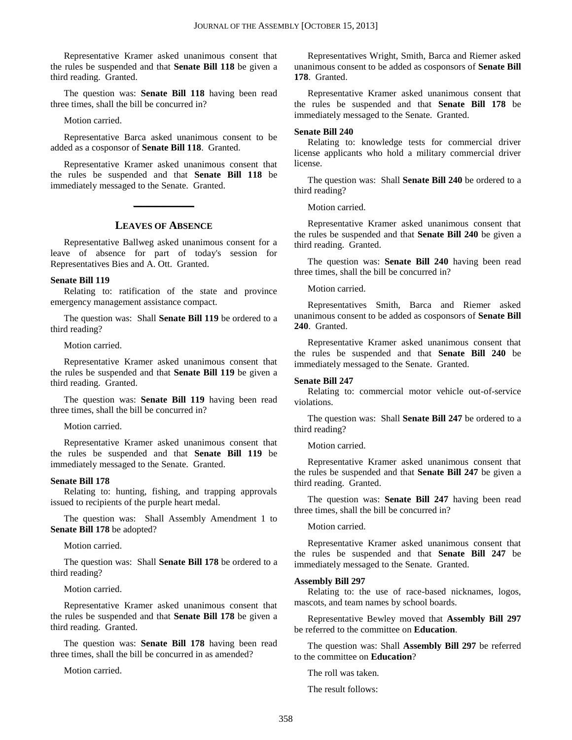Representative Kramer asked unanimous consent that the rules be suspended and that **Senate Bill 118** be given a third reading. Granted.

The question was: **Senate Bill 118** having been read three times, shall the bill be concurred in?

Motion carried.

Representative Barca asked unanimous consent to be added as a cosponsor of **Senate Bill 118**. Granted.

Representative Kramer asked unanimous consent that the rules be suspended and that **Senate Bill 118** be immediately messaged to the Senate. Granted.

---

## LEAVES OF ABSENCE

Representative Ballweg asked unanimous consent for a leave of absence for part of today's session for Representatives Bies and A. Ott. Granted.

**Senate Bill 119**

Relating to: ratification of the state and province emergency management assistance compact.

The question was: Shall **Senate Bill 119** be ordered to a third reading?

Motion carried.

Representative Kramer asked unanimous consent that the rules be suspended and that **Senate Bill 119** be given a third reading. Granted.

The question was: **Senate Bill 119** having been read three times, shall the bill be concurred in?

Motion carried.

Representative Kramer asked unanimous consent that the rules be suspended and that **Senate Bill 119** be immediately messaged to the Senate. Granted.

**Senate Bill 178**

Relating to: hunting, fishing, and trapping approvals issued to recipients of the purple heart medal.

The question was: Shall Assembly Amendment 1 to **Senate Bill 178** be adopted?

Motion carried.

The question was: Shall **Senate Bill 178** be ordered to a third reading?

Motion carried.

Representative Kramer asked unanimous consent that the rules be suspended and that **Senate Bill 178** be given a third reading. Granted.

The question was: **Senate Bill 178** having been read three times, shall the bill be concurred in as amended?

Motion carried.

Representatives Wright, Smith, Barca and Riemer asked unanimous consent to be added as cosponsors of **Senate Bill 178**. Granted.

Representative Kramer asked unanimous consent that the rules be suspended and that **Senate Bill 178** be immediately messaged to the Senate. Granted.

**Senate Bill 240**

Relating to: knowledge tests for commercial driver license applicants who hold a military commercial driver license.

The question was: Shall **Senate Bill 240** be ordered to a third reading?

Motion carried.

Representative Kramer asked unanimous consent that the rules be suspended and that **Senate Bill 240** be given a third reading. Granted.

The question was: **Senate Bill 240** having been read three times, shall the bill be concurred in?

Motion carried.

Representatives Smith, Barca and Riemer asked unanimous consent to be added as cosponsors of **Senate Bill 240**. Granted.

Representative Kramer asked unanimous consent that the rules be suspended and that **Senate Bill 240** be immediately messaged to the Senate. Granted.

**Senate Bill 247**

Relating to: commercial motor vehicle out-of-service violations.

The question was: Shall **Senate Bill 247** be ordered to a third reading?

Motion carried.

Representative Kramer asked unanimous consent that the rules be suspended and that **Senate Bill 247** be given a third reading. Granted.

The question was: **Senate Bill 247** having been read three times, shall the bill be concurred in?

Motion carried.

Representative Kramer asked unanimous consent that the rules be suspended and that **Senate Bill 247** be immediately messaged to the Senate. Granted.

**Assembly Bill 297**

Relating to: the use of race-based nicknames, logos, mascots, and team names by school boards.

Representative Bewley moved that **Assembly Bill 297** be referred to the committee on **Education**.

The question was: Shall **Assembly Bill 297** be referred to the committee on **Education**?

The roll was taken.

The result follows: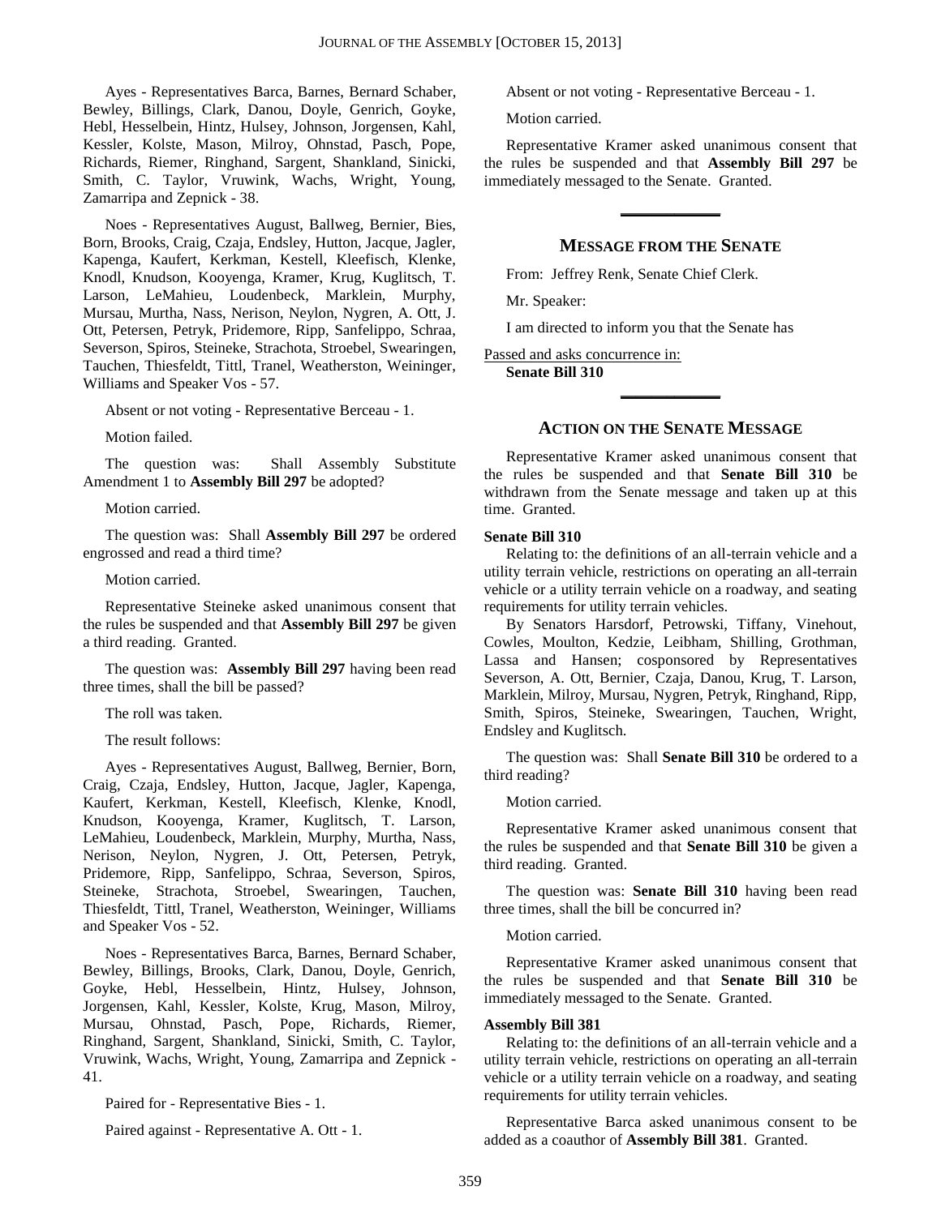Ayes - Representatives Barca, Barnes, Bernard Schaber, Bewley, Billings, Clark, Danou, Doyle, Genrich, Goyke, Hebl, Hesselbein, Hintz, Hulsey, Johnson, Jorgensen, Kahl, Kessler, Kolste, Mason, Milroy, Ohnstad, Pasch, Pope, Richards, Riemer, Ringhand, Sargent, Shankland, Sinicki, Smith, C. Taylor, Vruwink, Wachs, Wright, Young, Zamarripa and Zepnick - 38.

Noes - Representatives August, Ballweg, Bernier, Bies, Born, Brooks, Craig, Czaja, Endsley, Hutton, Jacque, Jagler, Kapenga, Kaufert, Kerkman, Kestell, Kleefisch, Klenke, Knodl, Knudson, Kooyenga, Kramer, Krug, Kuglitsch, T. Larson, LeMahieu, Loudenbeck, Marklein, Murphy, Mursau, Murtha, Nass, Nerison, Neylon, Nygren, A. Ott, J. Ott, Petersen, Petryk, Pridemore, Ripp, Sanfelippo, Schraa, Severson, Spiros, Steineke, Strachota, Stroebel, Swearingen, Tauchen, Thiesfeldt, Tittl, Tranel, Weatherston, Weininger, Williams and Speaker Vos - 57.

Absent or not voting - Representative Berceau - 1.

Motion failed.

The question was: Shall Assembly Substitute Amendment 1 to **Assembly Bill 297** be adopted?

Motion carried.

The question was: Shall **Assembly Bill 297** be ordered engrossed and read a third time?

Motion carried.

Representative Steineke asked unanimous consent that the rules be suspended and that **Assembly Bill 297** be given a third reading. Granted.

The question was: **Assembly Bill 297** having been read three times, shall the bill be passed?

The roll was taken.

The result follows:

Ayes - Representatives August, Ballweg, Bernier, Born, Craig, Czaja, Endsley, Hutton, Jacque, Jagler, Kapenga, Kaufert, Kerkman, Kestell, Kleefisch, Klenke, Knodl, Knudson, Kooyenga, Kramer, Kuglitsch, T. Larson, LeMahieu, Loudenbeck, Marklein, Murphy, Murtha, Nass, Nerison, Neylon, Nygren, J. Ott, Petersen, Petryk, Pridemore, Ripp, Sanfelippo, Schraa, Severson, Spiros, Steineke, Strachota, Stroebel, Swearingen, Tauchen, Thiesfeldt, Tittl, Tranel, Weatherston, Weininger, Williams and Speaker Vos - 52.

Noes - Representatives Barca, Barnes, Bernard Schaber, Bewley, Billings, Brooks, Clark, Danou, Doyle, Genrich, Goyke, Hebl, Hesselbein, Hintz, Hulsey, Johnson, Jorgensen, Kahl, Kessler, Kolste, Krug, Mason, Milroy, Mursau, Ohnstad, Pasch, Pope, Richards, Riemer, Ringhand, Sargent, Shankland, Sinicki, Smith, C. Taylor, Vruwink, Wachs, Wright, Young, Zamarripa and Zepnick - 41.

Paired for - Representative Bies - 1.

Paired against - Representative A. Ott - 1.

Absent or not voting - Representative Berceau - 1.

Motion carried.

Representative Kramer asked unanimous consent that the rules be suspended and that **Assembly Bill 297** be immediately messaged to the Senate. Granted.

## MESSAGE FROM THE SENATE

From: Jeffrey Renk, Senate Chief Clerk.

Mr. Speaker:

I am directed to inform you that the Senate has

Passed and asks concurrence in:
**Senate Bill 310**

## ACTION ON THE SENATE MESSAGE

Representative Kramer asked unanimous consent that the rules be suspended and that **Senate Bill 310** be withdrawn from the Senate message and taken up at this time. Granted.

**Senate Bill 310**

Relating to: the definitions of an all-terrain vehicle and a utility terrain vehicle, restrictions on operating an all-terrain vehicle or a utility terrain vehicle on a roadway, and seating requirements for utility terrain vehicles.

By Senators Harsdorf, Petrowski, Tiffany, Vinehout, Cowles, Moulton, Kedzie, Leibham, Shilling, Grothman, Lassa and Hansen; cosponsored by Representatives Severson, A. Ott, Bernier, Czaja, Danou, Krug, T. Larson, Marklein, Milroy, Mursau, Nygren, Petryk, Ringhand, Ripp, Smith, Spiros, Steineke, Swearingen, Tauchen, Wright, Endsley and Kuglitsch.

The question was: Shall **Senate Bill 310** be ordered to a third reading?

Motion carried.

Representative Kramer asked unanimous consent that the rules be suspended and that **Senate Bill 310** be given a third reading. Granted.

The question was: **Senate Bill 310** having been read three times, shall the bill be concurred in?

Motion carried.

Representative Kramer asked unanimous consent that the rules be suspended and that **Senate Bill 310** be immediately messaged to the Senate. Granted.

**Assembly Bill 381**

Relating to: the definitions of an all-terrain vehicle and a utility terrain vehicle, restrictions on operating an all-terrain vehicle or a utility terrain vehicle on a roadway, and seating requirements for utility terrain vehicles.

Representative Barca asked unanimous consent to be added as a coauthor of **Assembly Bill 381**. Granted.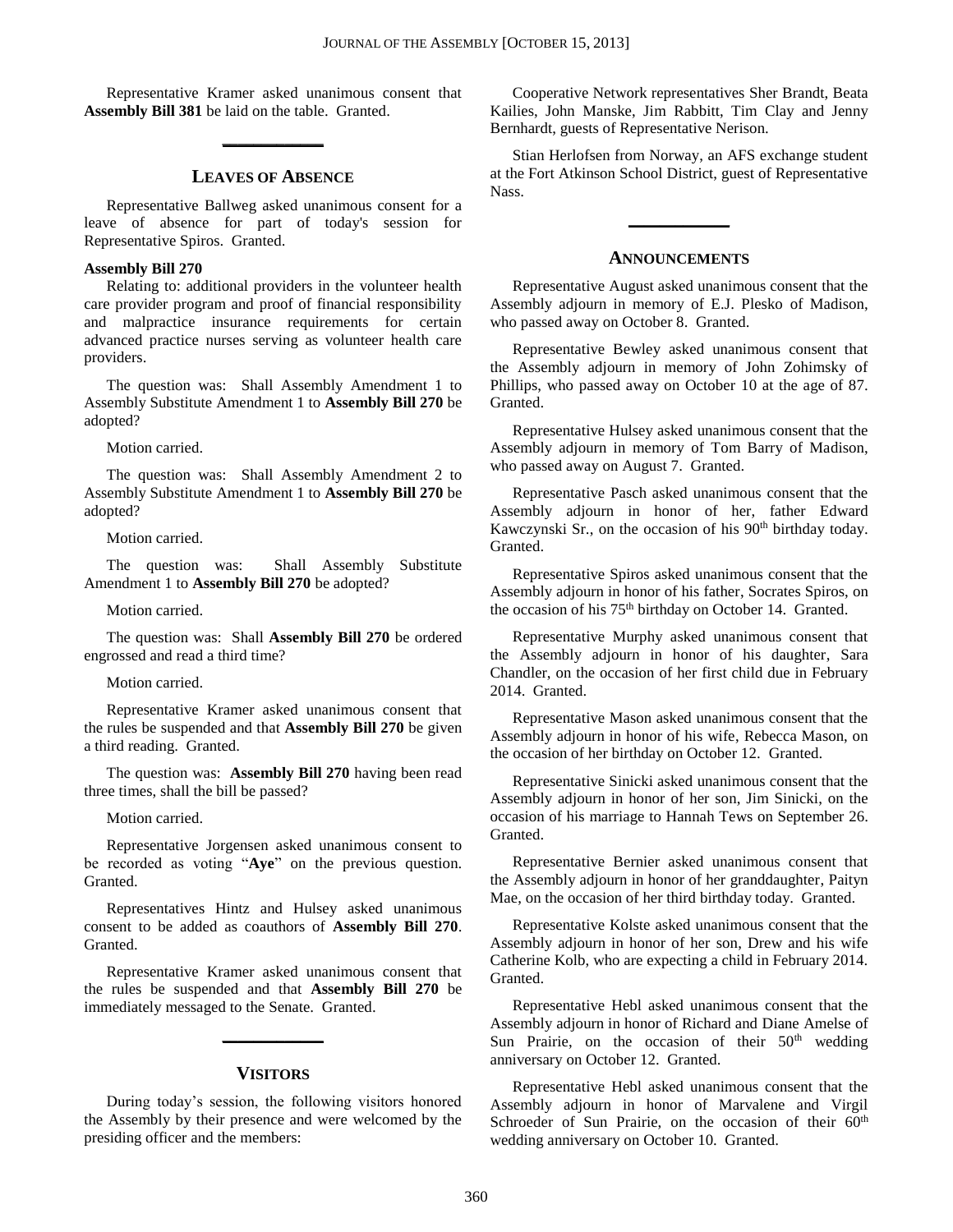Representative Kramer asked unanimous consent that **Assembly Bill 381** be laid on the table. Granted.

## LEAVES OF ABSENCE

Representative Ballweg asked unanimous consent for a leave of absence for part of today's session for Representative Spiros. Granted.

**Assembly Bill 270**

Relating to: additional providers in the volunteer health care provider program and proof of financial responsibility and malpractice insurance requirements for certain advanced practice nurses serving as volunteer health care providers.

The question was: Shall Assembly Amendment 1 to Assembly Substitute Amendment 1 to **Assembly Bill 270** be adopted?

Motion carried.

The question was: Shall Assembly Amendment 2 to Assembly Substitute Amendment 1 to **Assembly Bill 270** be adopted?

Motion carried.

The question was: Shall Assembly Substitute Amendment 1 to **Assembly Bill 270** be adopted?

Motion carried.

The question was: Shall **Assembly Bill 270** be ordered engrossed and read a third time?

Motion carried.

Representative Kramer asked unanimous consent that the rules be suspended and that **Assembly Bill 270** be given a third reading. Granted.

The question was: **Assembly Bill 270** having been read three times, shall the bill be passed?

Motion carried.

Representative Jorgensen asked unanimous consent to be recorded as voting "**Aye**" on the previous question. Granted.

Representatives Hintz and Hulsey asked unanimous consent to be added as coauthors of **Assembly Bill 270**. Granted.

Representative Kramer asked unanimous consent that the rules be suspended and that **Assembly Bill 270** be immediately messaged to the Senate. Granted.

## VISITORS

During today's session, the following visitors honored the Assembly by their presence and were welcomed by the presiding officer and the members:

Cooperative Network representatives Sher Brandt, Beata Kailies, John Manske, Jim Rabbitt, Tim Clay and Jenny Bernhardt, guests of Representative Nerison.

Stian Herlofsen from Norway, an AFS exchange student at the Fort Atkinson School District, guest of Representative Nass.

## ANNOUNCEMENTS

Representative August asked unanimous consent that the Assembly adjourn in memory of E.J. Plesko of Madison, who passed away on October 8. Granted.

Representative Bewley asked unanimous consent that the Assembly adjourn in memory of John Zohimsky of Phillips, who passed away on October 10 at the age of 87. Granted.

Representative Hulsey asked unanimous consent that the Assembly adjourn in memory of Tom Barry of Madison, who passed away on August 7. Granted.

Representative Pasch asked unanimous consent that the Assembly adjourn in honor of her, father Edward Kawczynski Sr., on the occasion of his 90th birthday today. Granted.

Representative Spiros asked unanimous consent that the Assembly adjourn in honor of his father, Socrates Spiros, on the occasion of his 75th birthday on October 14. Granted.

Representative Murphy asked unanimous consent that the Assembly adjourn in honor of his daughter, Sara Chandler, on the occasion of her first child due in February 2014. Granted.

Representative Mason asked unanimous consent that the Assembly adjourn in honor of his wife, Rebecca Mason, on the occasion of her birthday on October 12. Granted.

Representative Sinicki asked unanimous consent that the Assembly adjourn in honor of her son, Jim Sinicki, on the occasion of his marriage to Hannah Tews on September 26. Granted.

Representative Bernier asked unanimous consent that the Assembly adjourn in honor of her granddaughter, Paityn Mae, on the occasion of her third birthday today. Granted.

Representative Kolste asked unanimous consent that the Assembly adjourn in honor of her son, Drew and his wife Catherine Kolb, who are expecting a child in February 2014. Granted.

Representative Hebl asked unanimous consent that the Assembly adjourn in honor of Richard and Diane Amelse of Sun Prairie, on the occasion of their 50th wedding anniversary on October 12. Granted.

Representative Hebl asked unanimous consent that the Assembly adjourn in honor of Marvalene and Virgil Schroeder of Sun Prairie, on the occasion of their 60th wedding anniversary on October 10. Granted.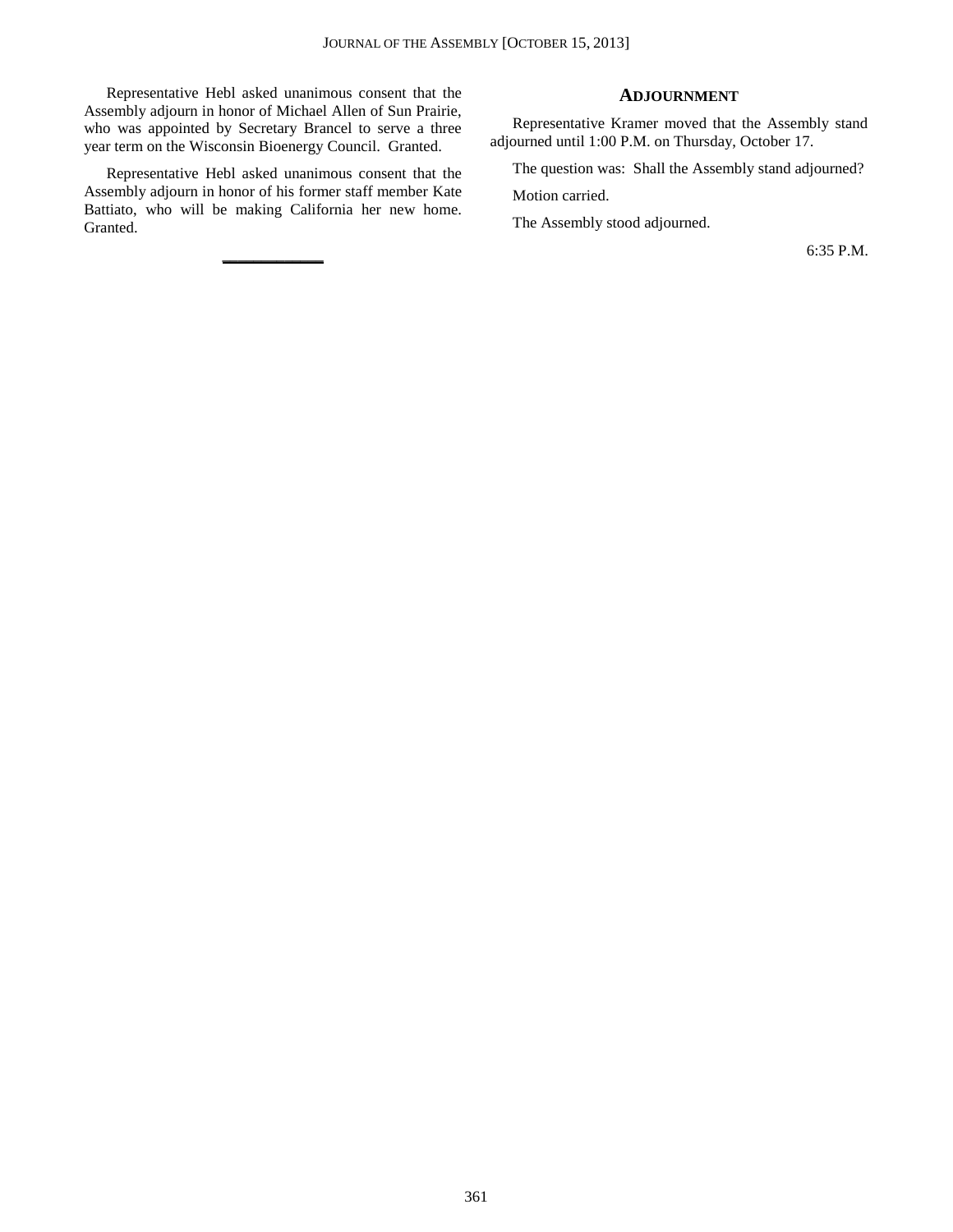Representative Hebl asked unanimous consent that the Assembly adjourn in honor of Michael Allen of Sun Prairie, who was appointed by Secretary Brancel to serve a three year term on the Wisconsin Bioenergy Council. Granted.

Representative Hebl asked unanimous consent that the Assembly adjourn in honor of his former staff member Kate Battiato, who will be making California her new home. Granted.

---

## ADJOURNMENT

Representative Kramer moved that the Assembly stand adjourned until 1:00 P.M. on Thursday, October 17.

The question was: Shall the Assembly stand adjourned?

Motion carried.

The Assembly stood adjourned.

6:35 P.M.